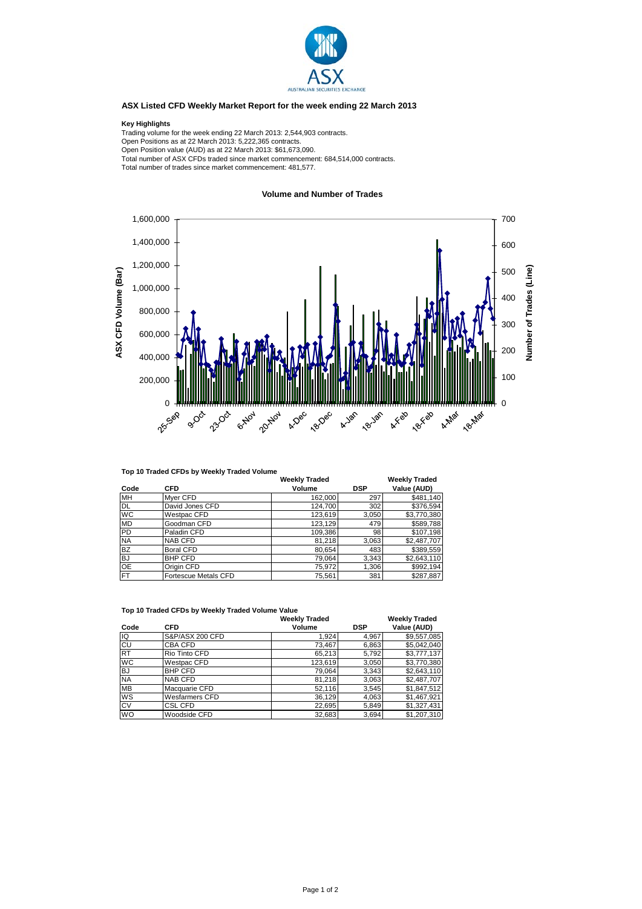## ASX Listed CFD Weekly Market Report for the week ending 22 March 2013

**Key Highlights**

Trading volume for the week ending 22 March 2013: 2,544,903 contracts.
Open Positions as at 22 March 2013: 5,222,365 contracts.
Open Position value (AUD) as at 22 March 2013: $61,673,090.
Total number of ASX CFDs traded since market commencement: 684,514,000 contracts.
Total number of trades since market commencement: 481,577.

**Volume and Number of Trades**

**Top 10 Traded CFDs by Weekly Traded Volume**

| Code | CFD | Weekly Traded Volume | DSP | Weekly Traded Value (AUD) |
|---|---|---|---|---|
| MH | Myer CFD | 162,000 | 297 | $481,140 |
| DL | David Jones CFD | 124,700 | 302 | $376,594 |
| WC | Westpac CFD | 123,619 | 3,050 | $3,770,380 |
| MD | Goodman CFD | 123,129 | 479 | $589,788 |
| PD | Paladin CFD | 109,386 | 98 | $107,198 |
| NA | NAB CFD | 81,218 | 3,063 | $2,487,707 |
| BZ | Boral CFD | 80,654 | 483 | $389,559 |
| BJ | BHP CFD | 79,064 | 3,343 | $2,643,110 |
| OE | Origin CFD | 75,972 | 1,306 | $992,194 |
| FT | Fortescue Metals CFD | 75,561 | 381 | $287,887 |

**Top 10 Traded CFDs by Weekly Traded Volume Value**

| Code | CFD | Weekly Traded Volume | DSP | Weekly Traded Value (AUD) |
|---|---|---|---|---|
| IQ | S&P/ASX 200 CFD | 1,924 | 4,967 | $9,557,085 |
| CU | CBA CFD | 73,467 | 6,863 | $5,042,040 |
| RT | Rio Tinto CFD | 65,213 | 5,792 | $3,777,137 |
| WC | Westpac CFD | 123,619 | 3,050 | $3,770,380 |
| BJ | BHP CFD | 79,064 | 3,343 | $2,643,110 |
| NA | NAB CFD | 81,218 | 3,063 | $2,487,707 |
| MB | Macquarie CFD | 52,116 | 3,545 | $1,847,512 |
| WS | Wesfarmers CFD | 36,129 | 4,063 | $1,467,921 |
| CV | CSL CFD | 22,695 | 5,849 | $1,327,431 |
| WO | Woodside CFD | 32,683 | 3,694 | $1,207,310 |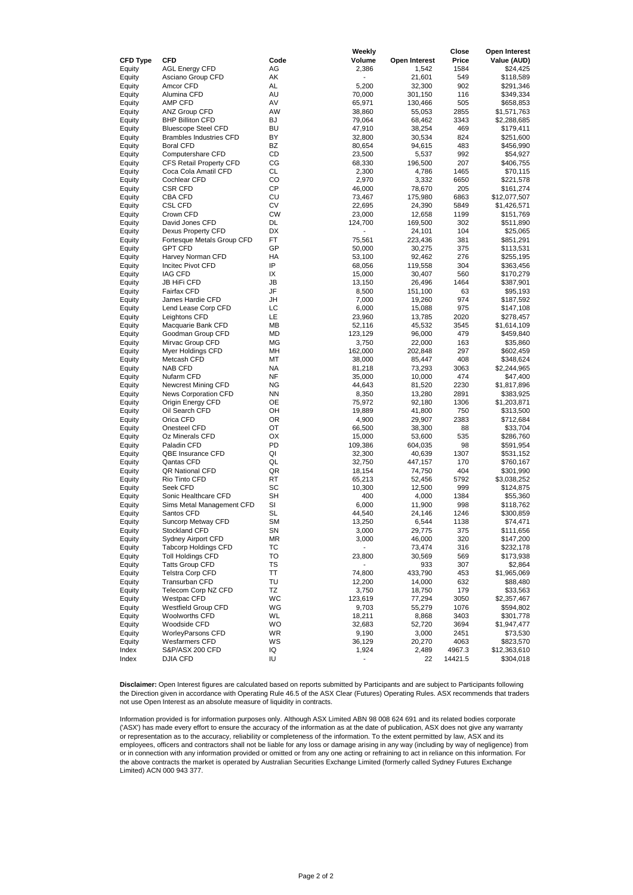| CFD Type | CFD | Code | Weekly Volume | Open Interest | Close Price | Open Interest Value (AUD) |
|---|---|---|---|---|---|---|
| Equity | AGL Energy CFD | AG | 2,386 | 1,542 | 1584 | $24,425 |
| Equity | Asciano Group CFD | AK | - | 21,601 | 549 | $118,589 |
| Equity | Amcor CFD | AL | 5,200 | 32,300 | 902 | $291,346 |
| Equity | Alumina CFD | AU | 70,000 | 301,150 | 116 | $349,334 |
| Equity | AMP CFD | AV | 65,971 | 130,466 | 505 | $658,853 |
| Equity | ANZ Group CFD | AW | 38,860 | 55,053 | 2855 | $1,571,763 |
| Equity | BHP Billiton CFD | BJ | 79,064 | 68,462 | 3343 | $2,288,685 |
| Equity | Bluescope Steel CFD | BU | 47,910 | 38,254 | 469 | $179,411 |
| Equity | Brambles Industries CFD | BY | 32,800 | 30,534 | 824 | $251,600 |
| Equity | Boral CFD | BZ | 80,654 | 94,615 | 483 | $456,990 |
| Equity | Computershare CFD | CD | 23,500 | 5,537 | 992 | $54,927 |
| Equity | CFS Retail Property CFD | CG | 68,330 | 196,500 | 207 | $406,755 |
| Equity | Coca Cola Amatil CFD | CL | 2,300 | 4,786 | 1465 | $70,115 |
| Equity | Cochlear CFD | CO | 2,970 | 3,332 | 6650 | $221,578 |
| Equity | CSR CFD | CP | 46,000 | 78,670 | 205 | $161,274 |
| Equity | CBA CFD | CU | 73,467 | 175,980 | 6863 | $12,077,507 |
| Equity | CSL CFD | CV | 22,695 | 24,390 | 5849 | $1,426,571 |
| Equity | Crown CFD | CW | 23,000 | 12,658 | 1199 | $151,769 |
| Equity | David Jones CFD | DL | 124,700 | 169,500 | 302 | $511,890 |
| Equity | Dexus Property CFD | DX | - | 24,101 | 104 | $25,065 |
| Equity | Fortesque Metals Group CFD | FT | 75,561 | 223,436 | 381 | $851,291 |
| Equity | GPT CFD | GP | 50,000 | 30,275 | 375 | $113,531 |
| Equity | Harvey Norman CFD | HA | 53,100 | 92,462 | 276 | $255,195 |
| Equity | Incitec Pivot CFD | IP | 68,056 | 119,558 | 304 | $363,456 |
| Equity | IAG CFD | IX | 15,000 | 30,407 | 560 | $170,279 |
| Equity | JB HiFi CFD | JB | 13,150 | 26,496 | 1464 | $387,901 |
| Equity | Fairfax CFD | JF | 8,500 | 151,100 | 63 | $95,193 |
| Equity | James Hardie CFD | JH | 7,000 | 19,260 | 974 | $187,592 |
| Equity | Lend Lease Corp CFD | LC | 6,000 | 15,088 | 975 | $147,108 |
| Equity | Leightons CFD | LE | 23,960 | 13,785 | 2020 | $278,457 |
| Equity | Macquarie Bank CFD | MB | 52,116 | 45,532 | 3545 | $1,614,109 |
| Equity | Goodman Group CFD | MD | 123,129 | 96,000 | 479 | $459,840 |
| Equity | Mirvac Group CFD | MG | 3,750 | 22,000 | 163 | $35,860 |
| Equity | Myer Holdings CFD | MH | 162,000 | 202,848 | 297 | $602,459 |
| Equity | Metcash CFD | MT | 38,000 | 85,447 | 408 | $348,624 |
| Equity | NAB CFD | NA | 81,218 | 73,293 | 3063 | $2,244,965 |
| Equity | Nufarm CFD | NF | 35,000 | 10,000 | 474 | $47,400 |
| Equity | Newcrest Mining CFD | NG | 44,643 | 81,520 | 2230 | $1,817,896 |
| Equity | News Corporation CFD | NN | 8,350 | 13,280 | 2891 | $383,925 |
| Equity | Origin Energy CFD | OE | 75,972 | 92,180 | 1306 | $1,203,871 |
| Equity | Oil Search CFD | OH | 19,889 | 41,800 | 750 | $313,500 |
| Equity | Orica CFD | OR | 4,900 | 29,907 | 2383 | $712,684 |
| Equity | Onesteel CFD | OT | 66,500 | 38,300 | 88 | $33,704 |
| Equity | Oz Minerals CFD | OX | 15,000 | 53,600 | 535 | $286,760 |
| Equity | Paladin CFD | PD | 109,386 | 604,035 | 98 | $591,954 |
| Equity | QBE Insurance CFD | QI | 32,300 | 40,639 | 1307 | $531,152 |
| Equity | Qantas CFD | QL | 32,750 | 447,157 | 170 | $760,167 |
| Equity | QR National CFD | QR | 18,154 | 74,750 | 404 | $301,990 |
| Equity | Rio Tinto CFD | RT | 65,213 | 52,456 | 5792 | $3,038,252 |
| Equity | Seek CFD | SC | 10,300 | 12,500 | 999 | $124,875 |
| Equity | Sonic Healthcare CFD | SH | 400 | 4,000 | 1384 | $55,360 |
| Equity | Sims Metal Management CFD | SI | 6,000 | 11,900 | 998 | $118,762 |
| Equity | Santos CFD | SL | 44,540 | 24,146 | 1246 | $300,859 |
| Equity | Suncorp Metway CFD | SM | 13,250 | 6,544 | 1138 | $74,471 |
| Equity | Stockland CFD | SN | 3,000 | 29,775 | 375 | $111,656 |
| Equity | Sydney Airport CFD | MR | 3,000 | 46,000 | 320 | $147,200 |
| Equity | Tabcorp Holdings CFD | TC | - | 73,474 | 316 | $232,178 |
| Equity | Toll Holdings CFD | TO | 23,800 | 30,569 | 569 | $173,938 |
| Equity | Tatts Group CFD | TS | - | 933 | 307 | $2,864 |
| Equity | Telstra Corp CFD | TT | 74,800 | 433,790 | 453 | $1,965,069 |
| Equity | Transurban CFD | TU | 12,200 | 14,000 | 632 | $88,480 |
| Equity | Telecom Corp NZ CFD | TZ | 3,750 | 18,750 | 179 | $33,563 |
| Equity | Westpac CFD | WC | 123,619 | 77,294 | 3050 | $2,357,467 |
| Equity | Westfield Group CFD | WG | 9,703 | 55,279 | 1076 | $594,802 |
| Equity | Woolworths CFD | WL | 18,211 | 8,868 | 3403 | $301,778 |
| Equity | Woodside CFD | WO | 32,683 | 52,720 | 3694 | $1,947,477 |
| Equity | WorleyParsons CFD | WR | 9,190 | 3,000 | 2451 | $73,530 |
| Equity | Wesfarmers CFD | WS | 36,129 | 20,270 | 4063 | $823,570 |
| Index | S&P/ASX 200 CFD | IQ | 1,924 | 2,489 | 4967.3 | $12,363,610 |
| Index | DJIA CFD | IU | - | 22 | 14421.5 | $304,018 |

**Disclaimer:** Open Interest figures are calculated based on reports submitted by Participants and are subject to Participants following the Direction given in accordance with Operating Rule 46.5 of the ASX Clear (Futures) Operating Rules. ASX recommends that traders not use Open Interest as an absolute measure of liquidity in contracts.

Information provided is for information purposes only. Although ASX Limited ABN 98 008 624 691 and its related bodies corporate ('ASX') has made every effort to ensure the accuracy of the information as at the date of publication, ASX does not give any warranty or representation as to the accuracy, reliability or completeness of the information. To the extent permitted by law, ASX and its employees, officers and contractors shall not be liable for any loss or damage arising in any way (including by way of negligence) from or in connection with any information provided or omitted or from any one acting or refraining to act in reliance on this information. For the above contracts the market is operated by Australian Securities Exchange Limited (formerly called Sydney Futures Exchange Limited) ACN 000 943 377.